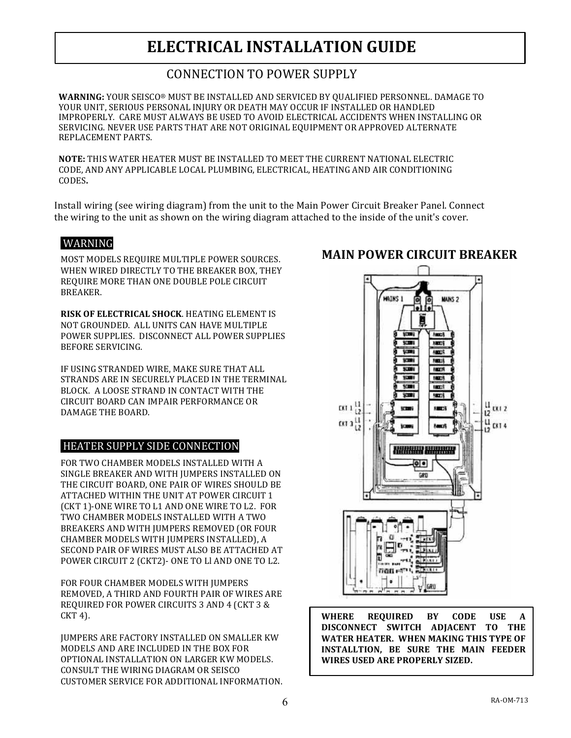# ELECTRICAL INSTALLATION GUIDE

## CONNECTION TO POWER SUPPLY

**WARNING:** YOUR SEISCO® MUST BE INSTALLED AND SERVICED BY QUALIFIED PERSONNEL. DAMAGE TO YOUR UNIT, SERIOUS PERSONAL INJURY OR DEATH MAY OCCUR IF INSTALLED OR HANDLED IMPROPERLY. CARE MUST ALWAYS BE USED TO AVOID ELECTRICAL ACCIDENTS WHEN INSTALLING OR SERVICING. NEVER USE PARTS THAT ARE NOT ORIGINAL EQUIPMENT OR APPROVED ALTERNATE REPLACEMENT PARTS.

**NOTE:** THIS WATER HEATER MUST BE INSTALLED TO MEET THE CURRENT NATIONAL ELECTRIC CODE, AND ANY APPLICABLE LOCAL PLUMBING, ELECTRICAL, HEATING AND AIR CONDITIONING CODES**.**

Install wiring (see wiring diagram) from the unit to the Main Power Circuit Breaker Panel. Connect the wiring to the unit as shown on the wiring diagram attached to the inside of the unit's cover.

### WARNING

MOST MODELS REQUIRE MULTIPLE POWER SOURCES. WHEN WIRED DIRECTLY TO THE BREAKER BOX, THEY REQUIRE MORE THAN ONE DOUBLE POLE CIRCUIT BREAKER.

**RISK OF ELECTRICAL SHOCK**. HEATING ELEMENT IS NOT GROUNDED. ALL UNITS CAN HAVE MULTIPLE POWER SUPPLIES. DISCONNECT ALL POWER SUPPLIES BEFORE SERVICING.

IF USING STRANDED WIRE, MAKE SURE THAT ALL STRANDS ARE IN SECURELY PLACED IN THE TERMINAL BLOCK. A LOOSE STRAND IN CONTACT WITH THE CIRCUIT BOARD CAN IMPAIR PERFORMANCE OR DAMAGE THE BOARD.

### HEATER SUPPLY SIDE CONNECTION

FOR TWO CHAMBER MODELS INSTALLED WITH A SINGLE BREAKER AND WITH JUMPERS INSTALLED ON THE CIRCUIT BOARD, ONE PAIR OF WIRES SHOULD BE ATTACHED WITHIN THE UNIT AT POWER CIRCUIT 1 (CKT 1)-ONE WIRE TO L1 AND ONE WIRE TO L2. FOR TWO CHAMBER MODELS INSTALLED WITH A TWO BREAKERS AND WITH JUMPERS REMOVED (OR FOUR CHAMBER MODELS WITH JUMPERS INSTALLED), A SECOND PAIR OF WIRES MUST ALSO BE ATTACHED AT POWER CIRCUIT 2 (CKT2)- ONE TO Ll AND ONE TO L2.

FOR FOUR CHAMBER MODELS WITH JUMPERS REMOVED, A THIRD AND FOURTH PAIR OF WIRES ARE REQUIRED FOR POWER CIRCUITS 3 AND 4 (CKT 3 & CKT 4).

JUMPERS ARE FACTORY INSTALLED ON SMALLER KW MODELS AND ARE INCLUDED IN THE BOX FOR OPTIONAL INSTALLATION ON LARGER KW MODELS. CONSULT THE WIRING DIAGRAM OR SEISCO CUSTOMER SERVICE FOR ADDITIONAL INFORMATION.

### MAIN POWER CIRCUIT BREAKER

**WHERE REQUIRED BY CODE USE A DISCONNECT SWITCH ADJACENT TO THE WATER HEATER. WHEN MAKING THIS TYPE OF INSTALLTION, BE SURE THE MAIN FEEDER WIRES USED ARE PROPERLY SIZED.**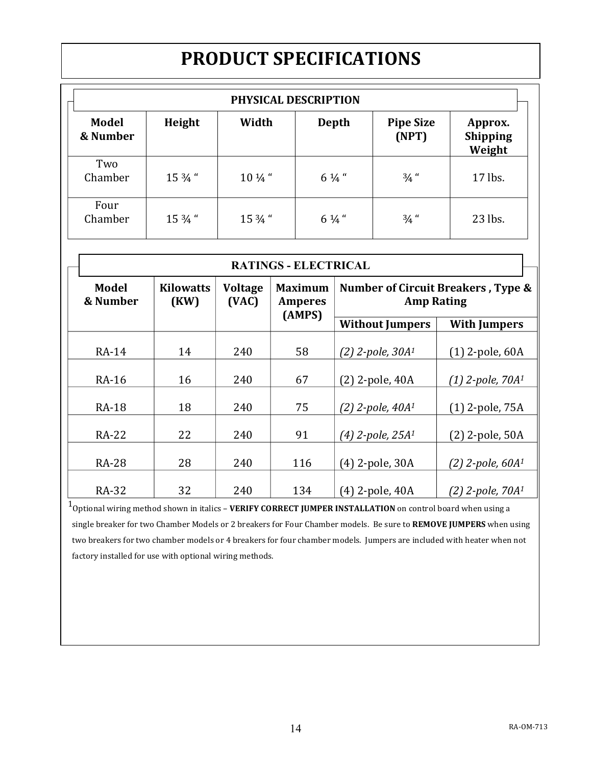# PRODUCT SPECIFICATIONS

## PHYSICAL DESCRIPTION

| Model & Number | Height | Width | Depth | Pipe Size (NPT) | Approx. Shipping Weight |
|---|---|---|---|---|---|
| Two Chamber | 15 ¾ " | 10 ¼ " | 6 ¼ " | ¾ " | 17 lbs. |
| Four Chamber | 15 ¾ " | 15 ¾ " | 6 ¼ " | ¾ " | 23 lbs. |

## RATINGS - ELECTRICAL

| Model & Number | Kilowatts (KW) | Voltage (VAC) | Maximum Amperes (AMPS) | Number of Circuit Breakers , Type & Amp Rating | |
|---|---|---|---|---|---|
| | | | | Without Jumpers | With Jumpers |
| RA-14 | 14 | 240 | 58 | *(2) 2-pole, 30A*[1] | (1) 2-pole, 60A |
| RA-16 | 16 | 240 | 67 | (2) 2-pole, 40A | *(1) 2-pole, 70A*[1] |
| RA-18 | 18 | 240 | 75 | *(2) 2-pole, 40A*[1] | (1) 2-pole, 75A |
| RA-22 | 22 | 240 | 91 | *(4) 2-pole, 25A*[1] | (2) 2-pole, 50A |
| RA-28 | 28 | 240 | 116 | (4) 2-pole, 30A | *(2) 2-pole, 60A*[1] |
| RA-32 | 32 | 240 | 134 | (4) 2-pole, 40A | *(2) 2-pole, 70A*[1] |

[1]Optional wiring method shown in italics – **VERIFY CORRECT JUMPER INSTALLATION** on control board when using a single breaker for two Chamber Models or 2 breakers for Four Chamber models. Be sure to **REMOVE JUMPERS** when using two breakers for two chamber models or 4 breakers for four chamber models. Jumpers are included with heater when not factory installed for use with optional wiring methods.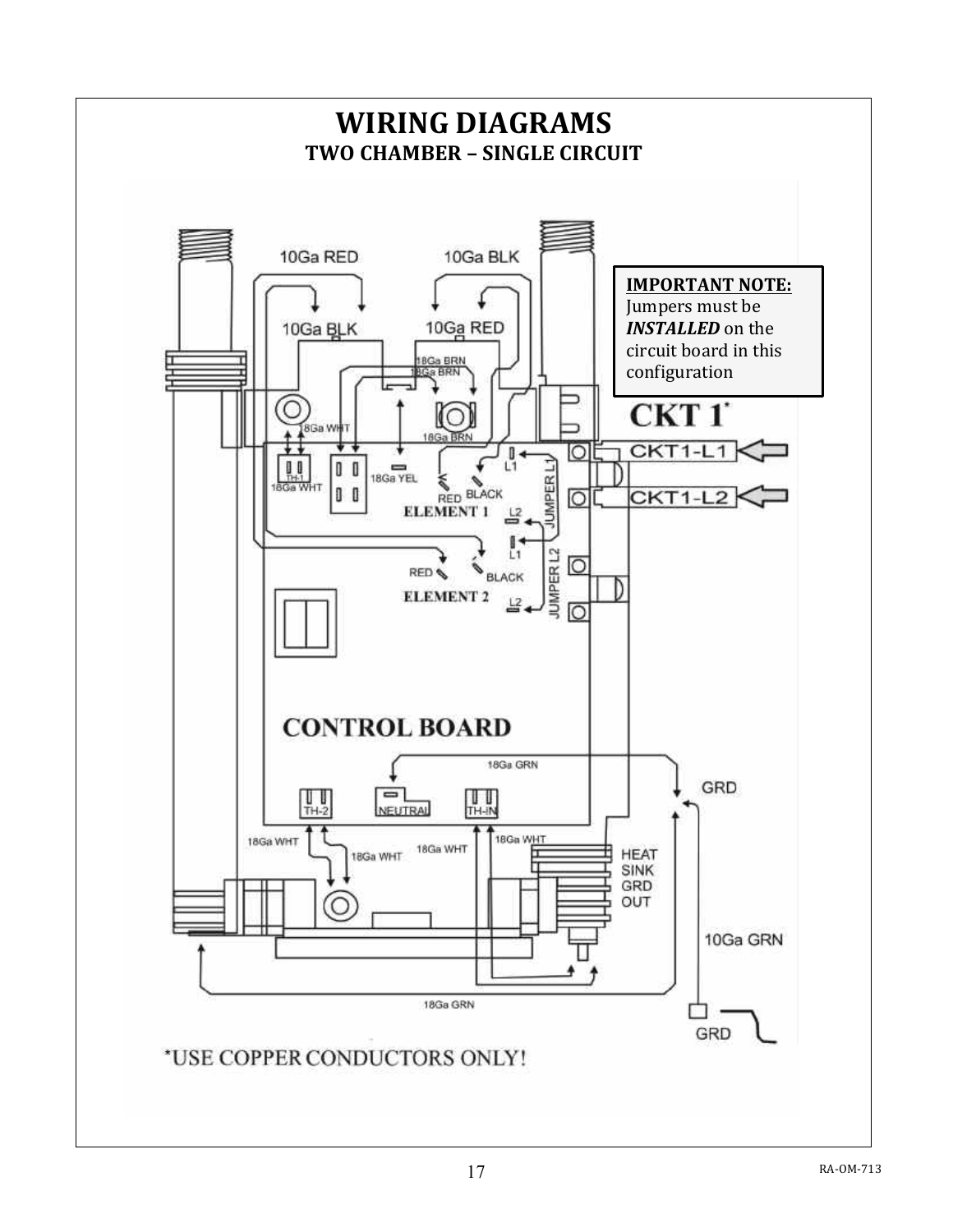# WIRING DIAGRAMS

## TWO CHAMBER – SINGLE CIRCUIT

**IMPORTANT NOTE:**
Jumpers must be ***INSTALLED*** on the circuit board in this configuration

10Ga RED

10Ga BLK

10Ga BLK

10Ga RED

18Ga BRN

18Ga BRN

18Ga WHT

18Ga BRN

TH-1

18Ga WHT

18Ga YEL

RED BLACK

ELEMENT 1

L1

L2

JUMPER L1

RED

BLACK

ELEMENT 2

L1

L2

JUMPER L2

**CKT 1***

CKT1-L1

CKT1-L2

CONTROL BOARD

18Ga GRN

TH-2

NEUTRAL

TH-IN

GRD

18Ga WHT

18Ga WHT

18Ga WHT

18Ga WHT

HEAT SINK GRD OUT

10Ga GRN

18Ga GRN

GRD

*USE COPPER CONDUCTORS ONLY!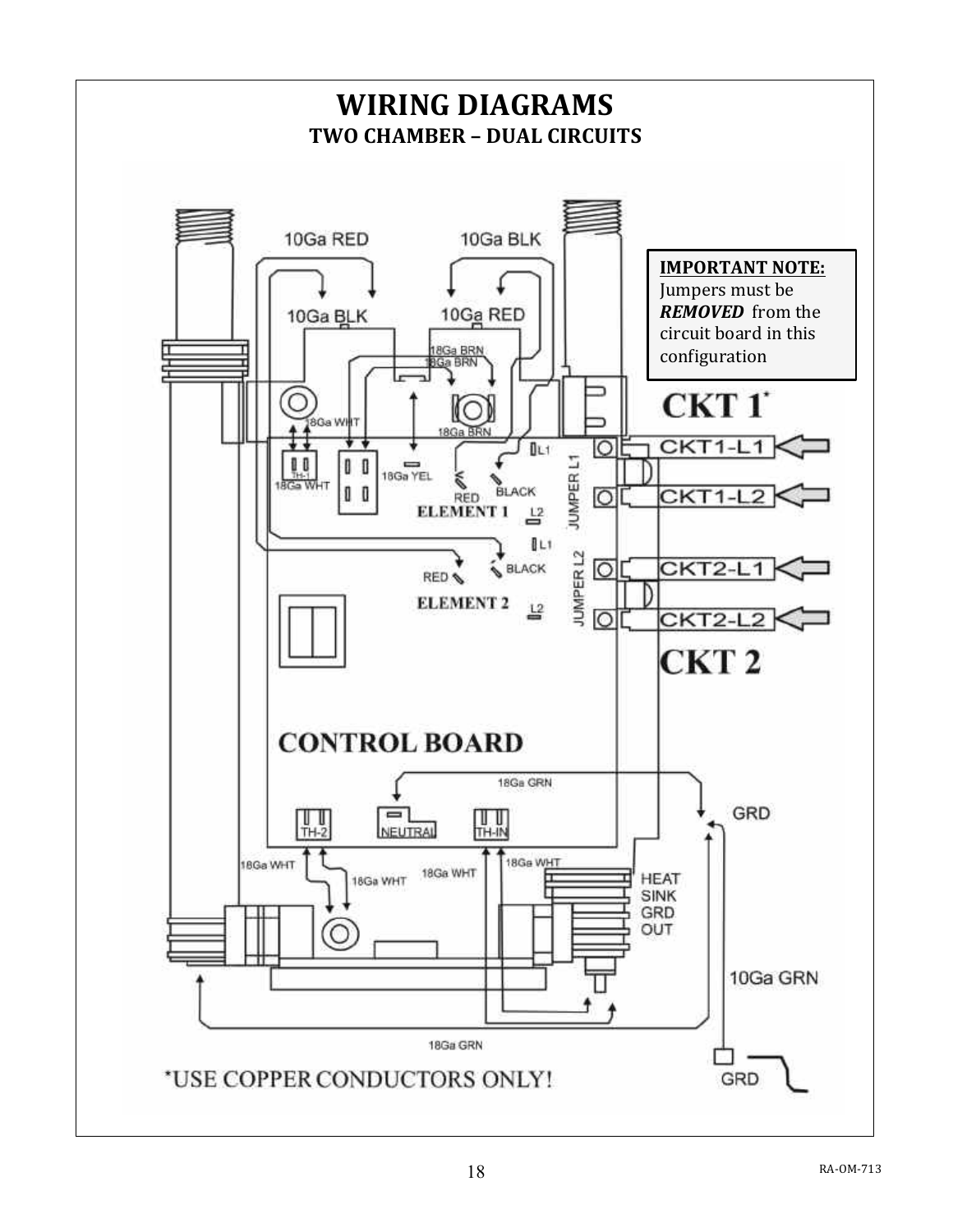# WIRING DIAGRAMS

## TWO CHAMBER – DUAL CIRCUITS

**IMPORTANT NOTE:**
Jumpers must be ***REMOVED*** from the circuit board in this configuration

10Ga RED

10Ga BLK

10Ga BLK

10Ga RED

18Ga BRN

18Ga BRN

18Ga WHT

18Ga BRN

TH-1

18Ga WHT

18Ga YEL

L1

RED

BLACK

ELEMENT 1

L2

JUMPER L1

L1

RED

BLACK

ELEMENT 2

L2

JUMPER L2

**CKT 1***

CKT1-L1

CKT1-L2

CKT2-L1

CKT2-L2

**CKT 2**

**CONTROL BOARD**

18Ga GRN

GRD

TH-2

NEUTRAL

TH-IN

18Ga WHT

18Ga WHT

18Ga WHT

18Ga WHT

HEAT SINK GRD OUT

10Ga GRN

18Ga GRN

GRD

*USE COPPER CONDUCTORS ONLY!

RA-OM-713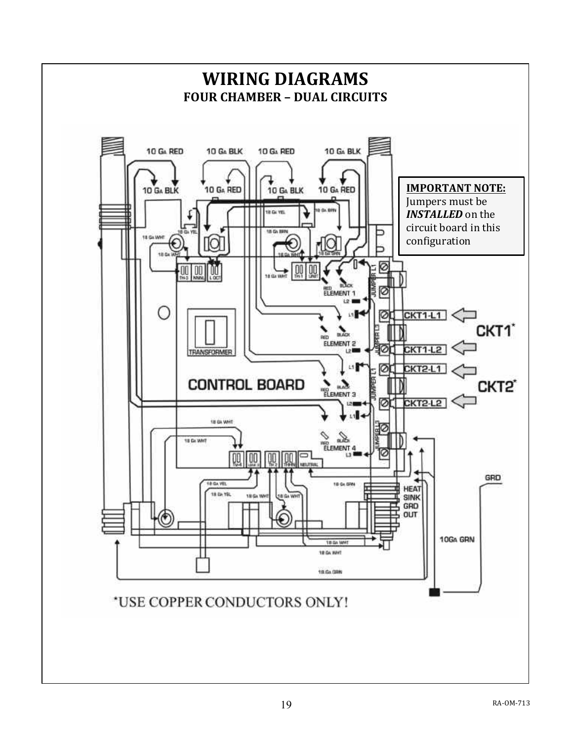# WIRING DIAGRAMS

## FOUR CHAMBER – DUAL CIRCUITS

**IMPORTANT NOTE:**
Jumpers must be ***INSTALLED*** on the circuit board in this configuration

*USE COPPER CONDUCTORS ONLY!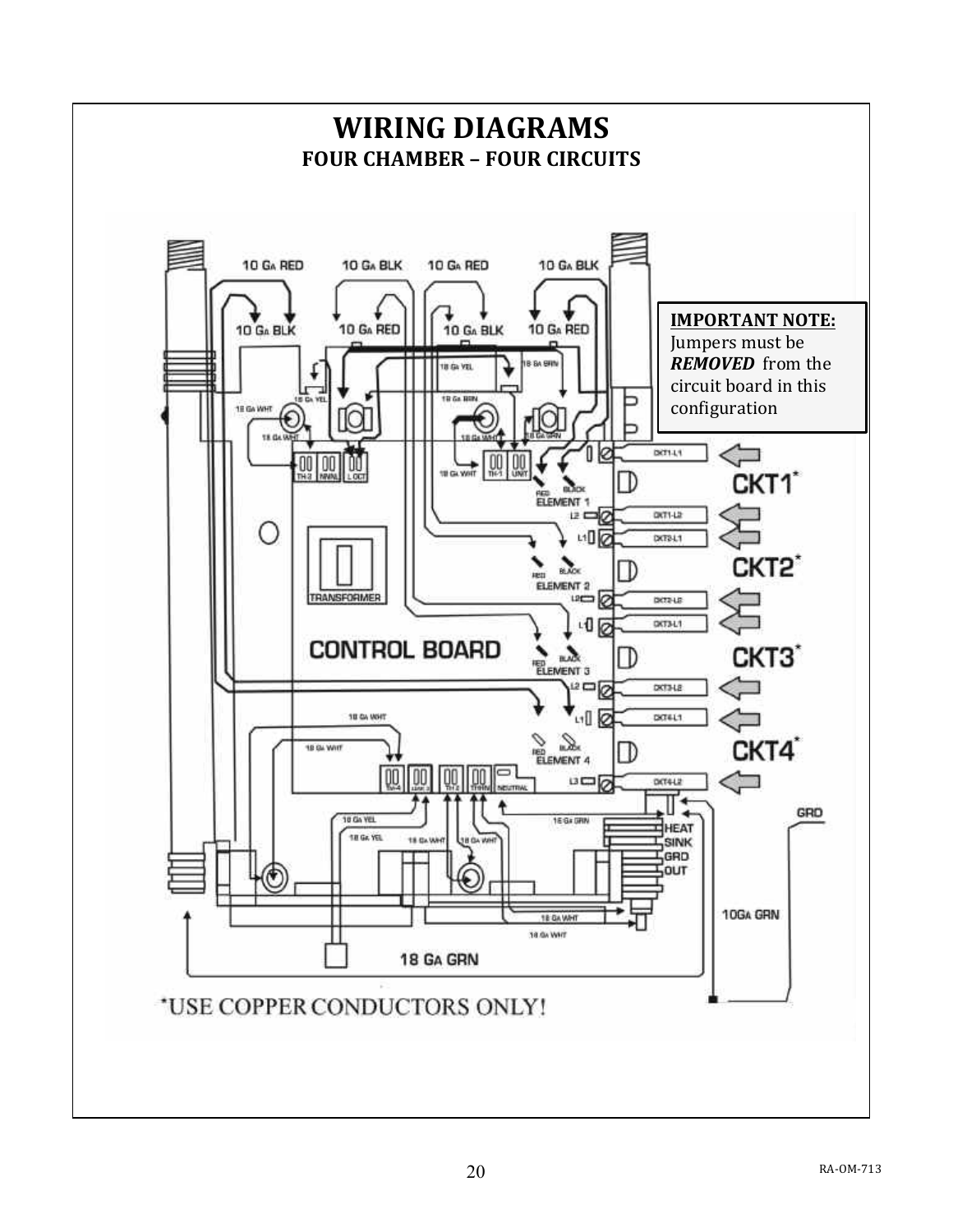# WIRING DIAGRAMS

## FOUR CHAMBER – FOUR CIRCUITS

10 GA RED

10 GA BLK

10 GA RED

10 GA BLK

10 GA BLK

10 GA RED

10 GA BLK

10 GA RED

**IMPORTANT NOTE:**
Jumpers must be ***REMOVED*** from the circuit board in this configuration

18 GA YEL

18 GA BRN

18 GA YEL

18 GA BRN

18 GA WHT

18 GA WHT

18 GA WHT

18 GA GRN

TH-2

NWNL

L OCT

TH-1

UNIT

CKT1-L1

CKT1

RED

BLACK

ELEMENT 1

L2

CKT1-L2

L1

CKT2-L1

CKT2

RED

BLACK

ELEMENT 2

L2

CKT2-L2

L1

CKT3-L1

TRANSFORMER

CONTROL BOARD

CKT3

RED

BLACK

ELEMENT 3

L2

CKT3-L2

L1

CKT4-L1

CKT4

18 GA WHT

18 GA WHT

RED

BLACK

ELEMENT 4

TH-4

TH 2

THRM

NEUTRAL

L3

CKT4-L2

GRD

18 GA YEL

18 GA YEL

18 GA WHT

18 GA WHT

16 GA GRN

HEAT SINK GRD OUT

18 GA WHT

18 GA WHT

10GA GRN

18 GA GRN

*USE COPPER CONDUCTORS ONLY!